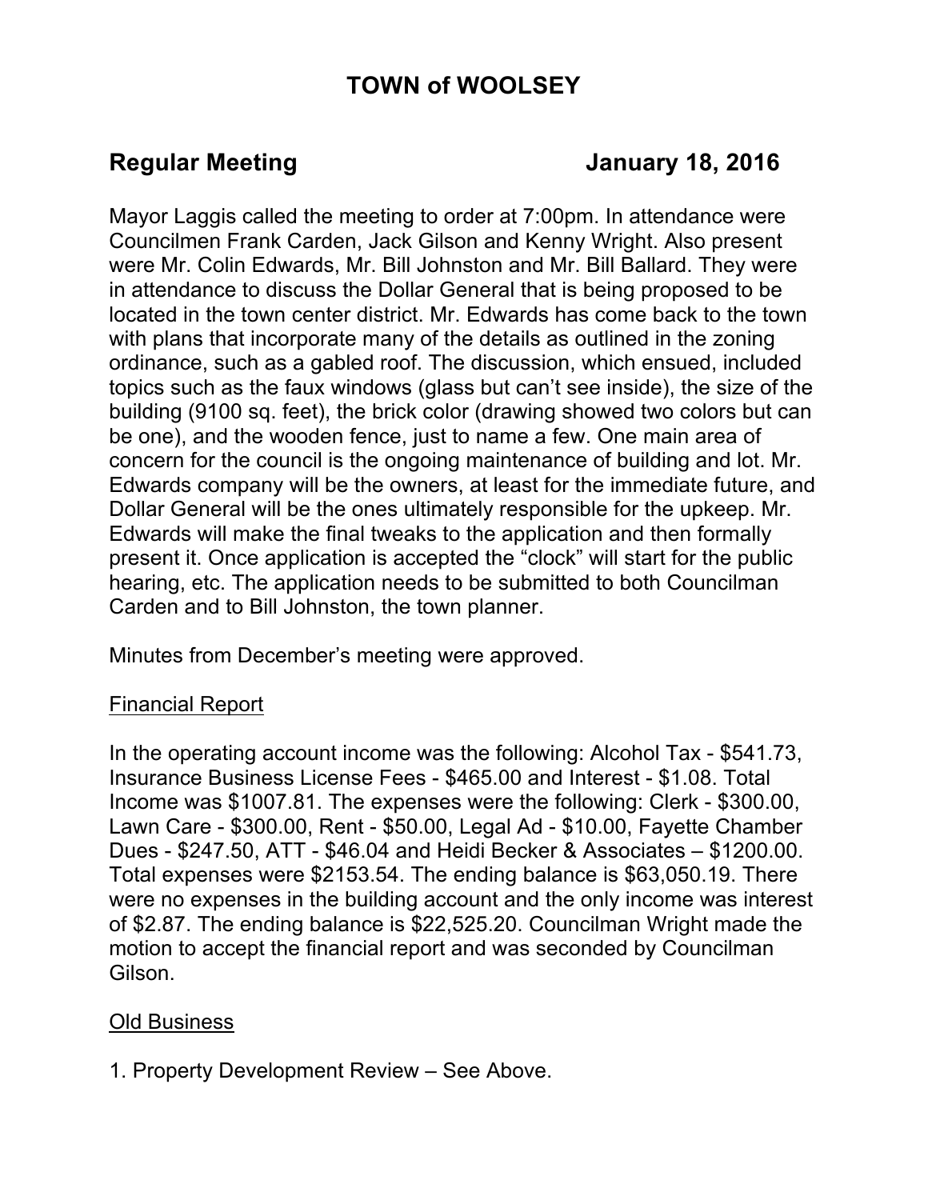# TOWN of WOOLSEY

## Regular Meeting January 18, 2016

Mayor Laggis called the meeting to order at 7:00pm. In attendance were Councilmen Frank Carden, Jack Gilson and Kenny Wright. Also present were Mr. Colin Edwards, Mr. Bill Johnston and Mr. Bill Ballard. They were in attendance to discuss the Dollar General that is being proposed to be located in the town center district. Mr. Edwards has come back to the town with plans that incorporate many of the details as outlined in the zoning ordinance, such as a gabled roof. The discussion, which ensued, included topics such as the faux windows (glass but can't see inside), the size of the building (9100 sq. feet), the brick color (drawing showed two colors but can be one), and the wooden fence, just to name a few. One main area of concern for the council is the ongoing maintenance of building and lot. Mr. Edwards company will be the owners, at least for the immediate future, and Dollar General will be the ones ultimately responsible for the upkeep. Mr. Edwards will make the final tweaks to the application and then formally present it. Once application is accepted the "clock" will start for the public hearing, etc. The application needs to be submitted to both Councilman Carden and to Bill Johnston, the town planner.

Minutes from December's meeting were approved.

Financial Report

In the operating account income was the following: Alcohol Tax - $541.73, Insurance Business License Fees - $465.00 and Interest - $1.08. Total Income was $1007.81. The expenses were the following: Clerk - $300.00, Lawn Care - $300.00, Rent - $50.00, Legal Ad - $10.00, Fayette Chamber Dues - $247.50, ATT - $46.04 and Heidi Becker & Associates – $1200.00. Total expenses were $2153.54. The ending balance is $63,050.19. There were no expenses in the building account and the only income was interest of $2.87. The ending balance is $22,525.20. Councilman Wright made the motion to accept the financial report and was seconded by Councilman Gilson.

Old Business

1. Property Development Review – See Above.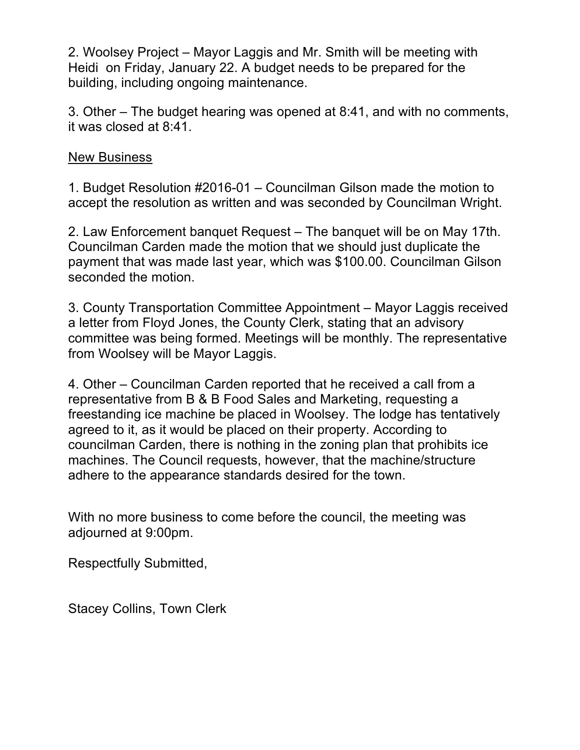2. Woolsey Project – Mayor Laggis and Mr. Smith will be meeting with Heidi on Friday, January 22. A budget needs to be prepared for the building, including ongoing maintenance.

3. Other – The budget hearing was opened at 8:41, and with no comments, it was closed at 8:41.

<u>New Business</u>

1. Budget Resolution #2016-01 – Councilman Gilson made the motion to accept the resolution as written and was seconded by Councilman Wright.

2. Law Enforcement banquet Request – The banquet will be on May 17th. Councilman Carden made the motion that we should just duplicate the payment that was made last year, which was $100.00. Councilman Gilson seconded the motion.

3. County Transportation Committee Appointment – Mayor Laggis received a letter from Floyd Jones, the County Clerk, stating that an advisory committee was being formed. Meetings will be monthly. The representative from Woolsey will be Mayor Laggis.

4. Other – Councilman Carden reported that he received a call from a representative from B & B Food Sales and Marketing, requesting a freestanding ice machine be placed in Woolsey. The lodge has tentatively agreed to it, as it would be placed on their property. According to councilman Carden, there is nothing in the zoning plan that prohibits ice machines. The Council requests, however, that the machine/structure adhere to the appearance standards desired for the town.

With no more business to come before the council, the meeting was adjourned at 9:00pm.

Respectfully Submitted,

Stacey Collins, Town Clerk